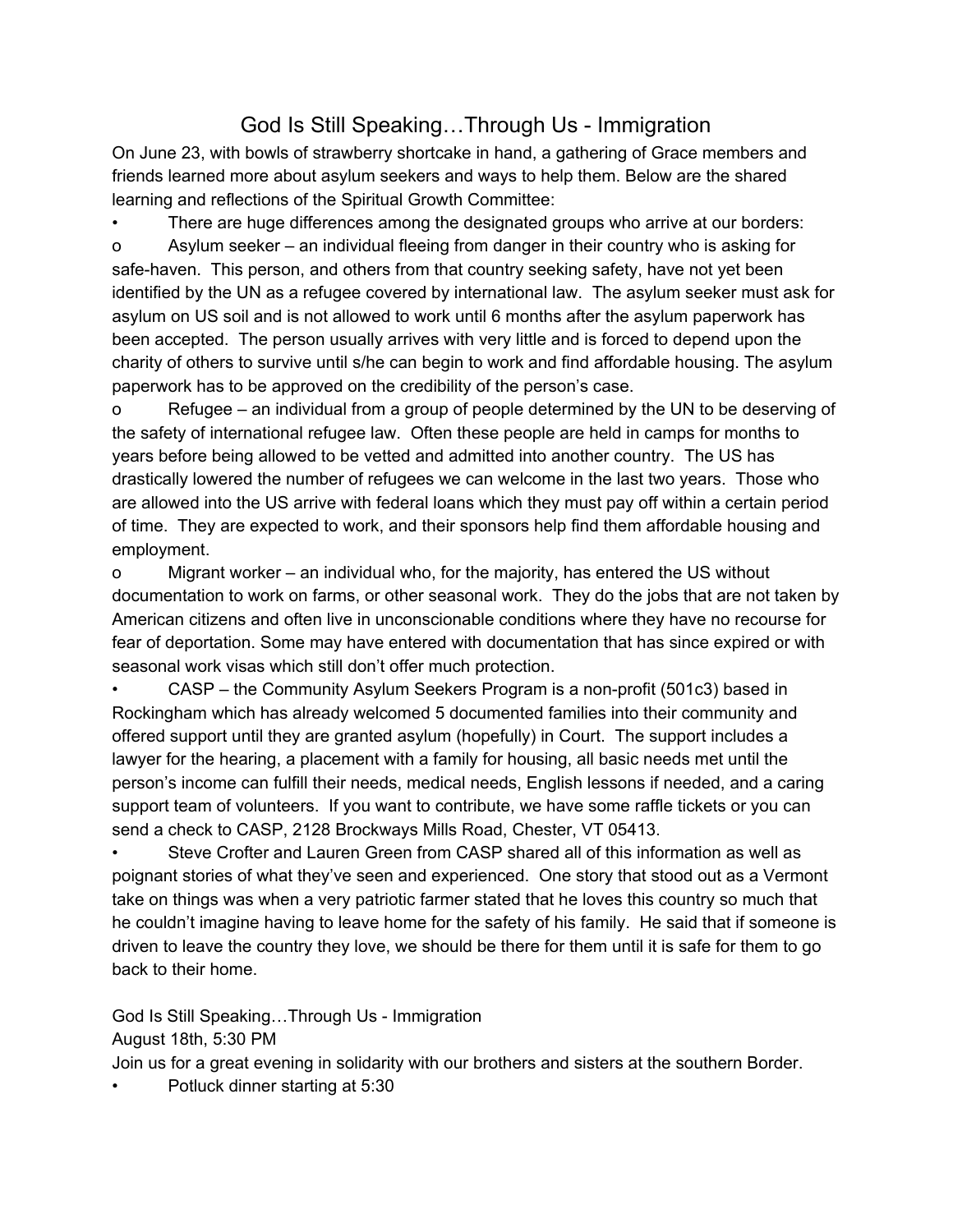# God Is Still Speaking…Through Us - Immigration

On June 23, with bowls of strawberry shortcake in hand, a gathering of Grace members and friends learned more about asylum seekers and ways to help them. Below are the shared learning and reflections of the Spiritual Growth Committee:

- There are huge differences among the designated groups who arrive at our borders:
  - Asylum seeker – an individual fleeing from danger in their country who is asking for safe-haven. This person, and others from that country seeking safety, have not yet been identified by the UN as a refugee covered by international law. The asylum seeker must ask for asylum on US soil and is not allowed to work until 6 months after the asylum paperwork has been accepted. The person usually arrives with very little and is forced to depend upon the charity of others to survive until s/he can begin to work and find affordable housing. The asylum paperwork has to be approved on the credibility of the person's case.
  - Refugee – an individual from a group of people determined by the UN to be deserving of the safety of international refugee law. Often these people are held in camps for months to years before being allowed to be vetted and admitted into another country. The US has drastically lowered the number of refugees we can welcome in the last two years. Those who are allowed into the US arrive with federal loans which they must pay off within a certain period of time. They are expected to work, and their sponsors help find them affordable housing and employment.
  - Migrant worker – an individual who, for the majority, has entered the US without documentation to work on farms, or other seasonal work. They do the jobs that are not taken by American citizens and often live in unconscionable conditions where they have no recourse for fear of deportation. Some may have entered with documentation that has since expired or with seasonal work visas which still don't offer much protection.
- CASP – the Community Asylum Seekers Program is a non-profit (501c3) based in Rockingham which has already welcomed 5 documented families into their community and offered support until they are granted asylum (hopefully) in Court. The support includes a lawyer for the hearing, a placement with a family for housing, all basic needs met until the person's income can fulfill their needs, medical needs, English lessons if needed, and a caring support team of volunteers. If you want to contribute, we have some raffle tickets or you can send a check to CASP, 2128 Brockways Mills Road, Chester, VT 05413.
- Steve Crofter and Lauren Green from CASP shared all of this information as well as poignant stories of what they've seen and experienced. One story that stood out as a Vermont take on things was when a very patriotic farmer stated that he loves this country so much that he couldn't imagine having to leave home for the safety of his family. He said that if someone is driven to leave the country they love, we should be there for them until it is safe for them to go back to their home.

God Is Still Speaking…Through Us - Immigration
August 18th, 5:30 PM
Join us for a great evening in solidarity with our brothers and sisters at the southern Border.

- Potluck dinner starting at 5:30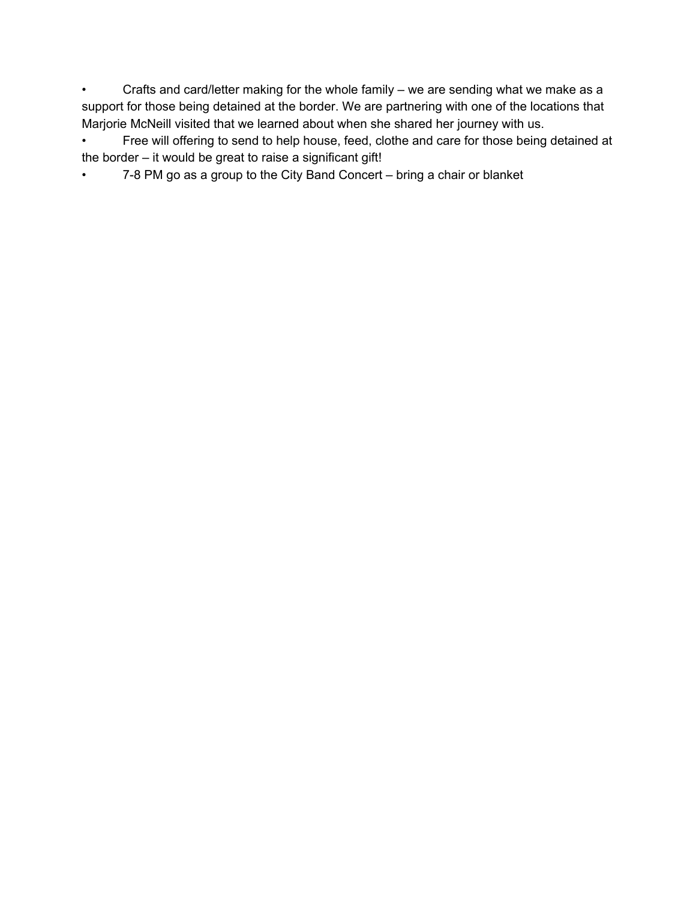- Crafts and card/letter making for the whole family – we are sending what we make as a support for those being detained at the border. We are partnering with one of the locations that Marjorie McNeill visited that we learned about when she shared her journey with us.
- Free will offering to send to help house, feed, clothe and care for those being detained at the border – it would be great to raise a significant gift!
- 7-8 PM go as a group to the City Band Concert – bring a chair or blanket